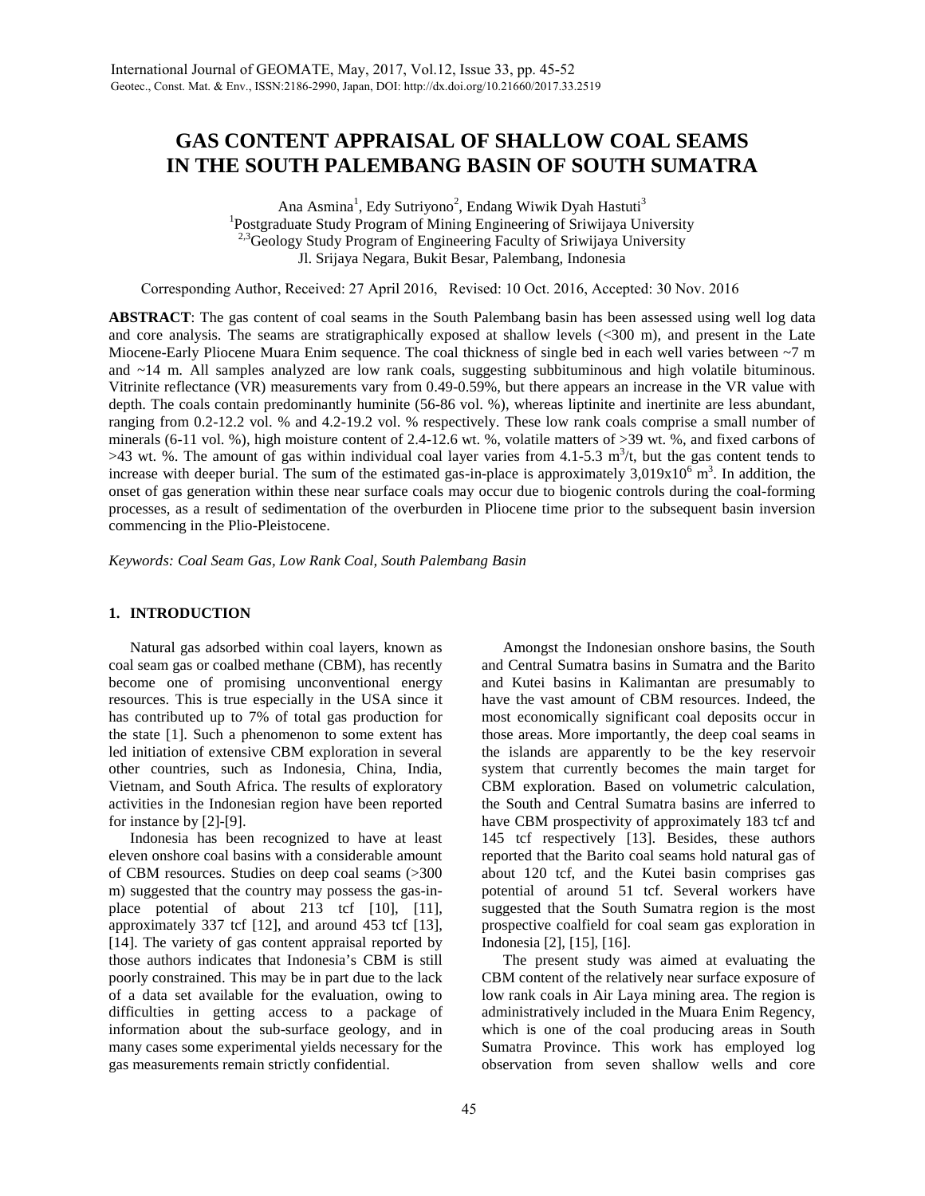# GAS CONTENT APPRAISAL OF SHALLOW COAL SEAMS IN THE SOUTH PALEMBANG BASIN OF SOUTH SUMATRA

Ana Asmina[1], Edy Sutriyono[2], Endang Wiwik Dyah Hastuti[3]

[1]Postgraduate Study Program of Mining Engineering of Sriwijaya University

[2,3]Geology Study Program of Engineering Faculty of Sriwijaya University

Jl. Srijaya Negara, Bukit Besar, Palembang, Indonesia

Corresponding Author, Received: 27 April 2016, Revised: 10 Oct. 2016, Accepted: 30 Nov. 2016

**ABSTRACT**: The gas content of coal seams in the South Palembang basin has been assessed using well log data and core analysis. The seams are stratigraphically exposed at shallow levels (<300 m), and present in the Late Miocene-Early Pliocene Muara Enim sequence. The coal thickness of single bed in each well varies between ~7 m and ~14 m. All samples analyzed are low rank coals, suggesting subbituminous and high volatile bituminous. Vitrinite reflectance (VR) measurements vary from 0.49-0.59%, but there appears an increase in the VR value with depth. The coals contain predominantly huminite (56-86 vol. %), whereas liptinite and inertinite are less abundant, ranging from 0.2-12.2 vol. % and 4.2-19.2 vol. % respectively. These low rank coals comprise a small number of minerals (6-11 vol. %), high moisture content of 2.4-12.6 wt. %, volatile matters of >39 wt. %, and fixed carbons of >43 wt. %. The amount of gas within individual coal layer varies from 4.1-5.3 $m^3/t$, but the gas content tends to increase with deeper burial. The sum of the estimated gas-in-place is approximately $3{,}019 \times 10^6$ $m^3$. In addition, the onset of gas generation within these near surface coals may occur due to biogenic controls during the coal-forming processes, as a result of sedimentation of the overburden in Pliocene time prior to the subsequent basin inversion commencing in the Plio-Pleistocene.

*Keywords: Coal Seam Gas, Low Rank Coal, South Palembang Basin*

## 1. INTRODUCTION

Natural gas adsorbed within coal layers, known as coal seam gas or coalbed methane (CBM), has recently become one of promising unconventional energy resources. This is true especially in the USA since it has contributed up to 7% of total gas production for the state [1]. Such a phenomenon to some extent has led initiation of extensive CBM exploration in several other countries, such as Indonesia, China, India, Vietnam, and South Africa. The results of exploratory activities in the Indonesian region have been reported for instance by [2]-[9].

Indonesia has been recognized to have at least eleven onshore coal basins with a considerable amount of CBM resources. Studies on deep coal seams (>300 m) suggested that the country may possess the gas-in-place potential of about 213 tcf [10], [11], approximately 337 tcf [12], and around 453 tcf [13], [14]. The variety of gas content appraisal reported by those authors indicates that Indonesia's CBM is still poorly constrained. This may be in part due to the lack of a data set available for the evaluation, owing to difficulties in getting access to a package of information about the sub-surface geology, and in many cases some experimental yields necessary for the gas measurements remain strictly confidential.

Amongst the Indonesian onshore basins, the South and Central Sumatra basins in Sumatra and the Barito and Kutei basins in Kalimantan are presumably to have the vast amount of CBM resources. Indeed, the most economically significant coal deposits occur in those areas. More importantly, the deep coal seams in the islands are apparently to be the key reservoir system that currently becomes the main target for CBM exploration. Based on volumetric calculation, the South and Central Sumatra basins are inferred to have CBM prospectivity of approximately 183 tcf and 145 tcf respectively [13]. Besides, these authors reported that the Barito coal seams hold natural gas of about 120 tcf, and the Kutei basin comprises gas potential of around 51 tcf. Several workers have suggested that the South Sumatra region is the most prospective coalfield for coal seam gas exploration in Indonesia [2], [15], [16].

The present study was aimed at evaluating the CBM content of the relatively near surface exposure of low rank coals in Air Laya mining area. The region is administratively included in the Muara Enim Regency, which is one of the coal producing areas in South Sumatra Province. This work has employed log observation from seven shallow wells and core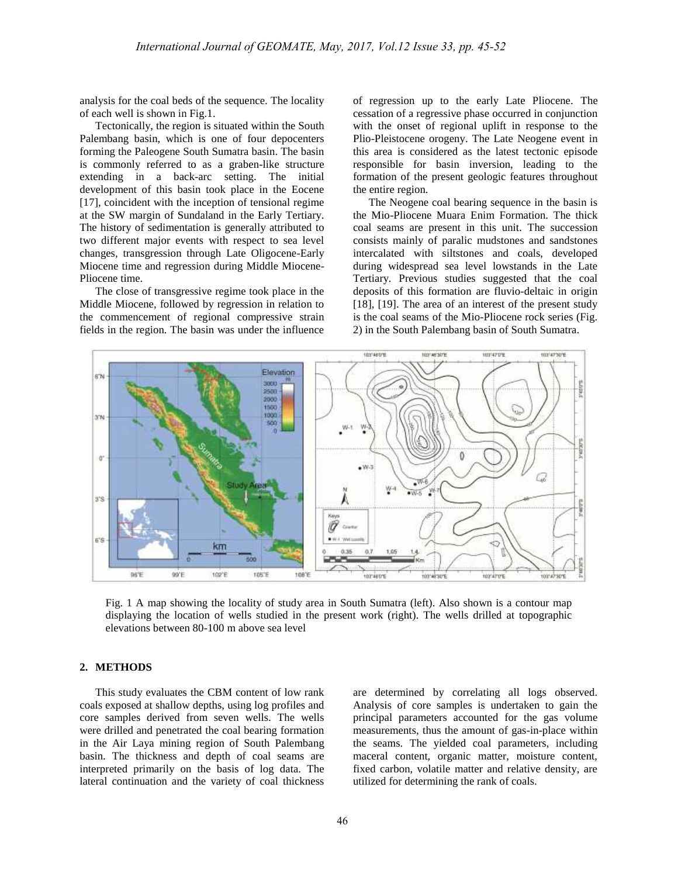analysis for the coal beds of the sequence. The locality of each well is shown in Fig.1.

Tectonically, the region is situated within the South Palembang basin, which is one of four depocenters forming the Paleogene South Sumatra basin. The basin is commonly referred to as a graben-like structure extending in a back-arc setting. The initial development of this basin took place in the Eocene [17], coincident with the inception of tensional regime at the SW margin of Sundaland in the Early Tertiary. The history of sedimentation is generally attributed to two different major events with respect to sea level changes, transgression through Late Oligocene-Early Miocene time and regression during Middle Miocene-Pliocene time.

The close of transgressive regime took place in the Middle Miocene, followed by regression in relation to the commencement of regional compressive strain fields in the region. The basin was under the influence of regression up to the early Late Pliocene. The cessation of a regressive phase occurred in conjunction with the onset of regional uplift in response to the Plio-Pleistocene orogeny. The Late Neogene event in this area is considered as the latest tectonic episode responsible for basin inversion, leading to the formation of the present geologic features throughout the entire region.

The Neogene coal bearing sequence in the basin is the Mio-Pliocene Muara Enim Formation. The thick coal seams are present in this unit. The succession consists mainly of paralic mudstones and sandstones intercalated with siltstones and coals, developed during widespread sea level lowstands in the Late Tertiary. Previous studies suggested that the coal deposits of this formation are fluvio-deltaic in origin [18], [19]. The area of an interest of the present study is the coal seams of the Mio-Pliocene rock series (Fig. 2) in the South Palembang basin of South Sumatra.

Fig. 1 A map showing the locality of study area in South Sumatra (left). Also shown is a contour map displaying the location of wells studied in the present work (right). The wells drilled at topographic elevations between 80-100 m above sea level

## 2. METHODS

This study evaluates the CBM content of low rank coals exposed at shallow depths, using log profiles and core samples derived from seven wells. The wells were drilled and penetrated the coal bearing formation in the Air Laya mining region of South Palembang basin. The thickness and depth of coal seams are interpreted primarily on the basis of log data. The lateral continuation and the variety of coal thickness are determined by correlating all logs observed. Analysis of core samples is undertaken to gain the principal parameters accounted for the gas volume measurements, thus the amount of gas-in-place within the seams. The yielded coal parameters, including maceral content, organic matter, moisture content, fixed carbon, volatile matter and relative density, are utilized for determining the rank of coals.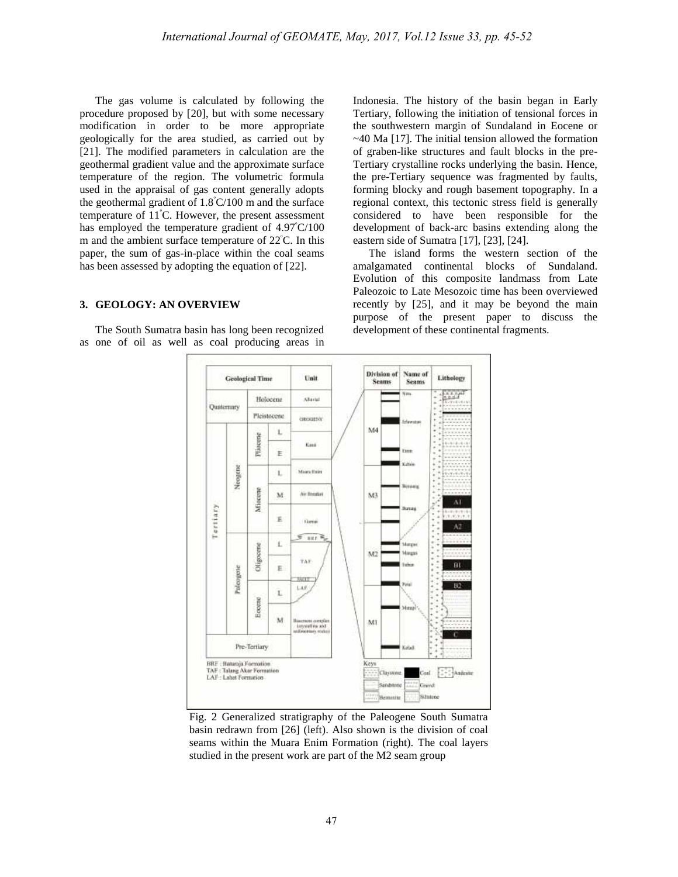The gas volume is calculated by following the procedure proposed by [20], but with some necessary modification in order to be more appropriate geologically for the area studied, as carried out by [21]. The modified parameters in calculation are the geothermal gradient value and the approximate surface temperature of the region. The volumetric formula used in the appraisal of gas content generally adopts the geothermal gradient of 1.8°C/100 m and the surface temperature of 11°C. However, the present assessment has employed the temperature gradient of 4.97°C/100 m and the ambient surface temperature of 22°C. In this paper, the sum of gas-in-place within the coal seams has been assessed by adopting the equation of [22].

## 3. GEOLOGY: AN OVERVIEW

The South Sumatra basin has long been recognized as one of oil as well as coal producing areas in Indonesia. The history of the basin began in Early Tertiary, following the initiation of tensional forces in the southwestern margin of Sundaland in Eocene or ~40 Ma [17]. The initial tension allowed the formation of graben-like structures and fault blocks in the pre-Tertiary crystalline rocks underlying the basin. Hence, the pre-Tertiary sequence was fragmented by faults, forming blocky and rough basement topography. In a regional context, this tectonic stress field is generally considered to have been responsible for the development of back-arc basins extending along the eastern side of Sumatra [17], [23], [24].

The island forms the western section of the amalgamated continental blocks of Sundaland. Evolution of this composite landmass from Late Paleozoic to Late Mesozoic time has been overviewed recently by [25], and it may be beyond the main purpose of the present paper to discuss the development of these continental fragments.

Fig. 2 Generalized stratigraphy of the Paleogene South Sumatra basin redrawn from [26] (left). Also shown is the division of coal seams within the Muara Enim Formation (right). The coal layers studied in the present work are part of the M2 seam group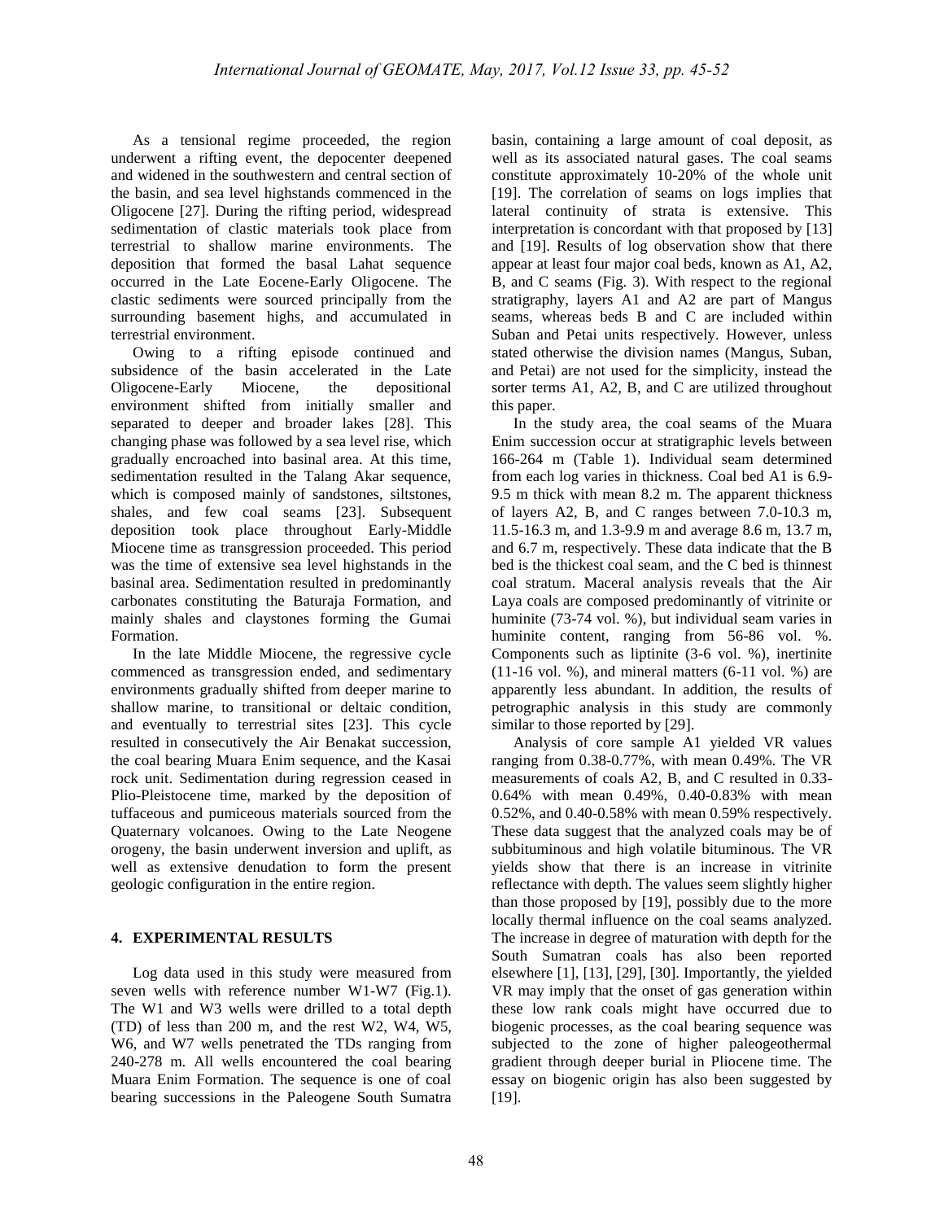As a tensional regime proceeded, the region underwent a rifting event, the depocenter deepened and widened in the southwestern and central section of the basin, and sea level highstands commenced in the Oligocene [27]. During the rifting period, widespread sedimentation of clastic materials took place from terrestrial to shallow marine environments. The deposition that formed the basal Lahat sequence occurred in the Late Eocene-Early Oligocene. The clastic sediments were sourced principally from the surrounding basement highs, and accumulated in terrestrial environment.

Owing to a rifting episode continued and subsidence of the basin accelerated in the Late Oligocene-Early Miocene, the depositional environment shifted from initially smaller and separated to deeper and broader lakes [28]. This changing phase was followed by a sea level rise, which gradually encroached into basinal area. At this time, sedimentation resulted in the Talang Akar sequence, which is composed mainly of sandstones, siltstones, shales, and few coal seams [23]. Subsequent deposition took place throughout Early-Middle Miocene time as transgression proceeded. This period was the time of extensive sea level highstands in the basinal area. Sedimentation resulted in predominantly carbonates constituting the Baturaja Formation, and mainly shales and claystones forming the Gumai Formation.

In the late Middle Miocene, the regressive cycle commenced as transgression ended, and sedimentary environments gradually shifted from deeper marine to shallow marine, to transitional or deltaic condition, and eventually to terrestrial sites [23]. This cycle resulted in consecutively the Air Benakat succession, the coal bearing Muara Enim sequence, and the Kasai rock unit. Sedimentation during regression ceased in Plio-Pleistocene time, marked by the deposition of tuffaceous and pumiceous materials sourced from the Quaternary volcanoes. Owing to the Late Neogene orogeny, the basin underwent inversion and uplift, as well as extensive denudation to form the present geologic configuration in the entire region.

## 4. EXPERIMENTAL RESULTS

Log data used in this study were measured from seven wells with reference number W1-W7 (Fig.1). The W1 and W3 wells were drilled to a total depth (TD) of less than 200 m, and the rest W2, W4, W5, W6, and W7 wells penetrated the TDs ranging from 240-278 m. All wells encountered the coal bearing Muara Enim Formation. The sequence is one of coal bearing successions in the Paleogene South Sumatra basin, containing a large amount of coal deposit, as well as its associated natural gases. The coal seams constitute approximately 10-20% of the whole unit [19]. The correlation of seams on logs implies that lateral continuity of strata is extensive. This interpretation is concordant with that proposed by [13] and [19]. Results of log observation show that there appear at least four major coal beds, known as A1, A2, B, and C seams (Fig. 3). With respect to the regional stratigraphy, layers A1 and A2 are part of Mangus seams, whereas beds B and C are included within Suban and Petai units respectively. However, unless stated otherwise the division names (Mangus, Suban, and Petai) are not used for the simplicity, instead the sorter terms A1, A2, B, and C are utilized throughout this paper.

In the study area, the coal seams of the Muara Enim succession occur at stratigraphic levels between 166-264 m (Table 1). Individual seam determined from each log varies in thickness. Coal bed A1 is 6.9-9.5 m thick with mean 8.2 m. The apparent thickness of layers A2, B, and C ranges between 7.0-10.3 m, 11.5-16.3 m, and 1.3-9.9 m and average 8.6 m, 13.7 m, and 6.7 m, respectively. These data indicate that the B bed is the thickest coal seam, and the C bed is thinnest coal stratum. Maceral analysis reveals that the Air Laya coals are composed predominantly of vitrinite or huminite (73-74 vol. %), but individual seam varies in huminite content, ranging from 56-86 vol. %. Components such as liptinite (3-6 vol. %), inertinite (11-16 vol. %), and mineral matters (6-11 vol. %) are apparently less abundant. In addition, the results of petrographic analysis in this study are commonly similar to those reported by [29].

Analysis of core sample A1 yielded VR values ranging from 0.38-0.77%, with mean 0.49%. The VR measurements of coals A2, B, and C resulted in 0.33-0.64% with mean 0.49%, 0.40-0.83% with mean 0.52%, and 0.40-0.58% with mean 0.59% respectively. These data suggest that the analyzed coals may be of subbituminous and high volatile bituminous. The VR yields show that there is an increase in vitrinite reflectance with depth. The values seem slightly higher than those proposed by [19], possibly due to the more locally thermal influence on the coal seams analyzed. The increase in degree of maturation with depth for the South Sumatran coals has also been reported elsewhere [1], [13], [29], [30]. Importantly, the yielded VR may imply that the onset of gas generation within these low rank coals might have occurred due to biogenic processes, as the coal bearing sequence was subjected to the zone of higher paleogeothermal gradient through deeper burial in Pliocene time. The essay on biogenic origin has also been suggested by [19].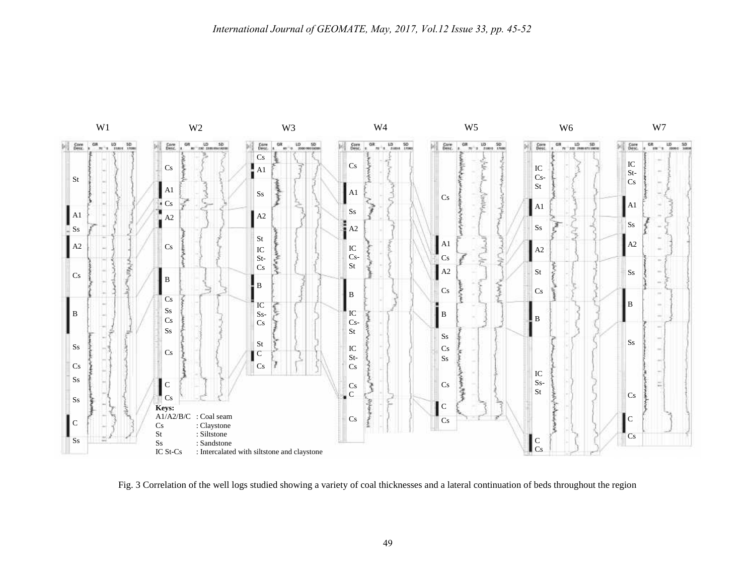**Keys:**

A1/A2/B/C : Coal seam
Cs : Claystone
St : Siltstone
Ss : Sandstone
IC St-Cs : Intercalated with siltstone and claystone

Fig. 3 Correlation of the well logs studied showing a variety of coal thicknesses and a lateral continuation of beds throughout the region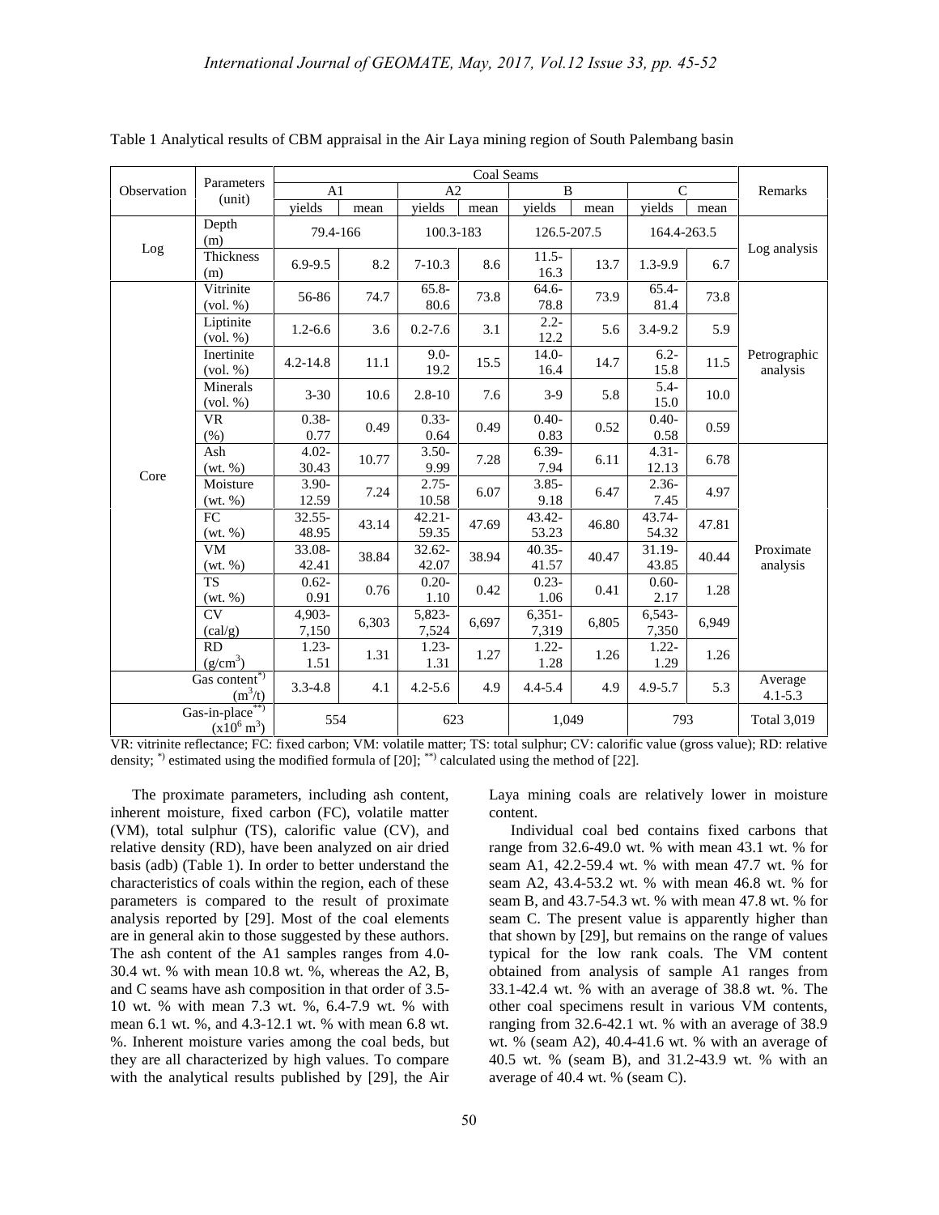Table 1 Analytical results of CBM appraisal in the Air Laya mining region of South Palembang basin

| Observation | Parameters (unit) | Coal Seams | | | | | | | | Remarks |
|---|---|---|---|---|---|---|---|---|---|---|
| | | A1 | | A2 | | B | | C | | |
| | | yields | mean | yields | mean | yields | mean | yields | mean | |
| Log | Depth (m) | 79.4-166 | | 100.3-183 | | 126.5-207.5 | | 164.4-263.5 | | Log analysis |
| | Thickness (m) | 6.9-9.5 | 8.2 | 7-10.3 | 8.6 | 11.5-16.3 | 13.7 | 1.3-9.9 | 6.7 | |
| Core | Vitrinite (vol. %) | 56-86 | 74.7 | 65.8-80.6 | 73.8 | 64.6-78.8 | 73.9 | 65.4-81.4 | 73.8 | Petrographic analysis |
| | Liptinite (vol. %) | 1.2-6.6 | 3.6 | 0.2-7.6 | 3.1 | 2.2-12.2 | 5.6 | 3.4-9.2 | 5.9 | |
| | Inertinite (vol. %) | 4.2-14.8 | 11.1 | 9.0-19.2 | 15.5 | 14.0-16.4 | 14.7 | 6.2-15.8 | 11.5 | |
| | Minerals (vol. %) | 3-30 | 10.6 | 2.8-10 | 7.6 | 3-9 | 5.8 | 5.4-15.0 | 10.0 | |
| | VR (%) | 0.38-0.77 | 0.49 | 0.33-0.64 | 0.49 | 0.40-0.83 | 0.52 | 0.40-0.58 | 0.59 | |
| | Ash (wt. %) | 4.02-30.43 | 10.77 | 3.50-9.99 | 7.28 | 6.39-7.94 | 6.11 | 4.31-12.13 | 6.78 | Proximate analysis |
| | Moisture (wt. %) | 3.90-12.59 | 7.24 | 2.75-10.58 | 6.07 | 3.85-9.18 | 6.47 | 2.36-7.45 | 4.97 | |
| | FC (wt. %) | 32.55-48.95 | 43.14 | 42.21-59.35 | 47.69 | 43.42-53.23 | 46.80 | 43.74-54.32 | 47.81 | |
| | VM (wt. %) | 33.08-42.41 | 38.84 | 32.62-42.07 | 38.94 | 40.35-41.57 | 40.47 | 31.19-43.85 | 40.44 | |
| | TS (wt. %) | 0.62-0.91 | 0.76 | 0.20-1.10 | 0.42 | 0.23-1.06 | 0.41 | 0.60-2.17 | 1.28 | |
| | CV (cal/g) | 4,903-7,150 | 6,303 | 5,823-7,524 | 6,697 | 6,351-7,319 | 6,805 | 6,543-7,350 | 6,949 | |
| | RD ($g/cm^3$) | 1.23-1.51 | 1.31 | 1.23-1.31 | 1.27 | 1.22-1.28 | 1.26 | 1.22-1.29 | 1.26 | |
| Gas content*) ($m^3/t$) | | 3.3-4.8 | 4.1 | 4.2-5.6 | 4.9 | 4.4-5.4 | 4.9 | 4.9-5.7 | 5.3 | Average 4.1-5.3 |
| Gas-in-place**) ($x10^6$ $m^3$) | | 554 | | 623 | | 1,049 | | 793 | | Total 3,019 |

VR: vitrinite reflectance; FC: fixed carbon; VM: volatile matter; TS: total sulphur; CV: calorific value (gross value); RD: relative density; *) estimated using the modified formula of [20]; **) calculated using the method of [22].

The proximate parameters, including ash content, inherent moisture, fixed carbon (FC), volatile matter (VM), total sulphur (TS), calorific value (CV), and relative density (RD), have been analyzed on air dried basis (adb) (Table 1). In order to better understand the characteristics of coals within the region, each of these parameters is compared to the result of proximate analysis reported by [29]. Most of the coal elements are in general akin to those suggested by these authors. The ash content of the A1 samples ranges from 4.0-30.4 wt. % with mean 10.8 wt. %, whereas the A2, B, and C seams have ash composition in that order of 3.5-10 wt. % with mean 7.3 wt. %, 6.4-7.9 wt. % with mean 6.1 wt. %, and 4.3-12.1 wt. % with mean 6.8 wt. %. Inherent moisture varies among the coal beds, but they are all characterized by high values. To compare with the analytical results published by [29], the Air Laya mining coals are relatively lower in moisture content.

Individual coal bed contains fixed carbons that range from 32.6-49.0 wt. % with mean 43.1 wt. % for seam A1, 42.2-59.4 wt. % with mean 47.7 wt. % for seam A2, 43.4-53.2 wt. % with mean 46.8 wt. % for seam B, and 43.7-54.3 wt. % with mean 47.8 wt. % for seam C. The present value is apparently higher than that shown by [29], but remains on the range of values typical for the low rank coals. The VM content obtained from analysis of sample A1 ranges from 33.1-42.4 wt. % with an average of 38.8 wt. %. The other coal specimens result in various VM contents, ranging from 32.6-42.1 wt. % with an average of 38.9 wt. % (seam A2), 40.4-41.6 wt. % with an average of 40.5 wt. % (seam B), and 31.2-43.9 wt. % with an average of 40.4 wt. % (seam C).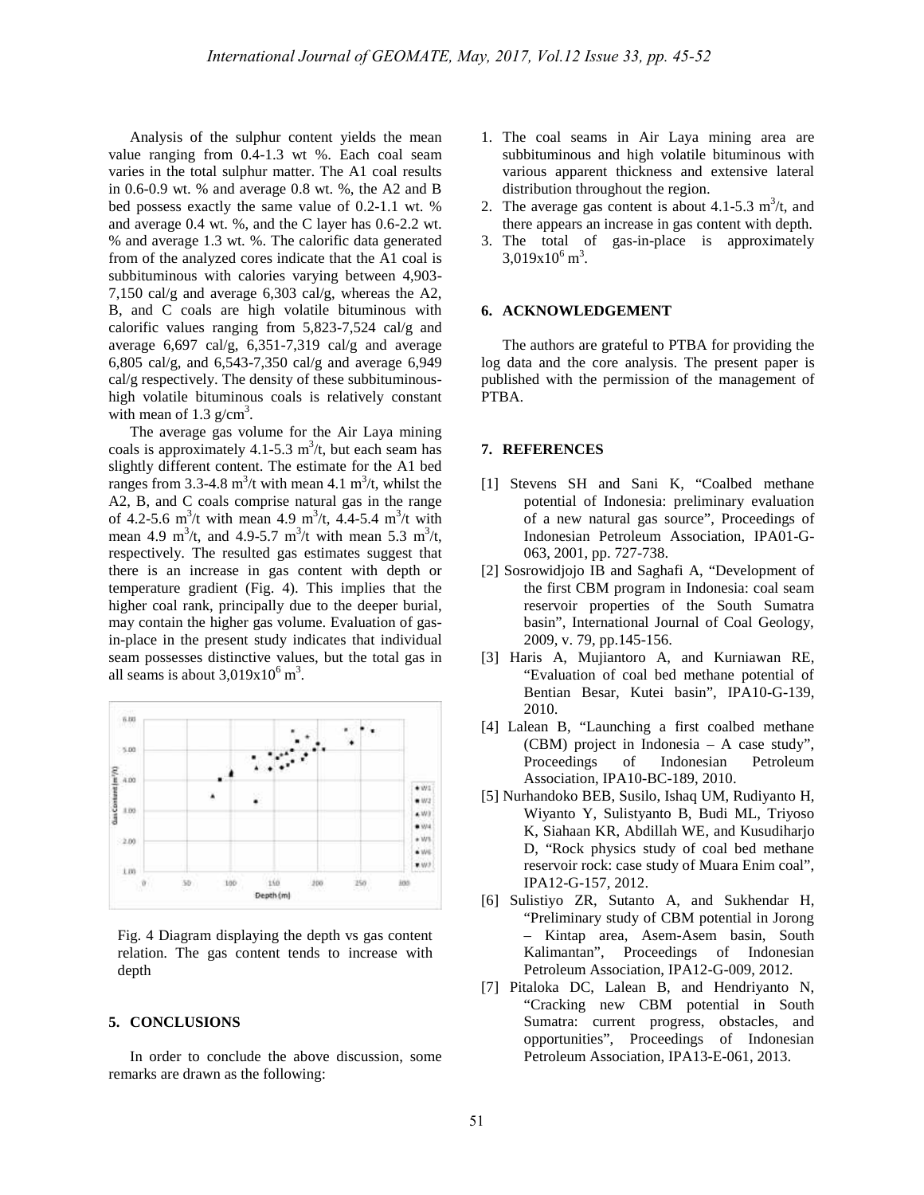Analysis of the sulphur content yields the mean value ranging from 0.4-1.3 wt %. Each coal seam varies in the total sulphur matter. The A1 coal results in 0.6-0.9 wt. % and average 0.8 wt. %, the A2 and B bed possess exactly the same value of 0.2-1.1 wt. % and average 0.4 wt. %, and the C layer has 0.6-2.2 wt. % and average 1.3 wt. %. The calorific data generated from of the analyzed cores indicate that the A1 coal is subbituminous with calories varying between 4,903-7,150 cal/g and average 6,303 cal/g, whereas the A2, B, and C coals are high volatile bituminous with calorific values ranging from 5,823-7,524 cal/g and average 6,697 cal/g, 6,351-7,319 cal/g and average 6,805 cal/g, and 6,543-7,350 cal/g and average 6,949 cal/g respectively. The density of these subbituminous-high volatile bituminous coals is relatively constant with mean of 1.3 $g/cm^3$.

The average gas volume for the Air Laya mining coals is approximately 4.1-5.3 $m^3/t$, but each seam has slightly different content. The estimate for the A1 bed ranges from 3.3-4.8 $m^3/t$ with mean 4.1 $m^3/t$, whilst the A2, B, and C coals comprise natural gas in the range of 4.2-5.6 $m^3/t$ with mean 4.9 $m^3/t$, 4.4-5.4 $m^3/t$ with mean 4.9 $m^3/t$, and 4.9-5.7 $m^3/t$ with mean 5.3 $m^3/t$, respectively. The resulted gas estimates suggest that there is an increase in gas content with depth or temperature gradient (Fig. 4). This implies that the higher coal rank, principally due to the deeper burial, may contain the higher gas volume. Evaluation of gas-in-place in the present study indicates that individual seam possesses distinctive values, but the total gas in all seams is about $3{,}019 \times 10^6$ $m^3$.

Fig. 4 Diagram displaying the depth vs gas content relation. The gas content tends to increase with depth

## 5. CONCLUSIONS

In order to conclude the above discussion, some remarks are drawn as the following:

1. The coal seams in Air Laya mining area are subbituminous and high volatile bituminous with various apparent thickness and extensive lateral distribution throughout the region.
2. The average gas content is about 4.1-5.3 $m^3/t$, and there appears an increase in gas content with depth.
3. The total of gas-in-place is approximately $3{,}019 \times 10^6$ $m^3$.

## 6. ACKNOWLEDGEMENT

The authors are grateful to PTBA for providing the log data and the core analysis. The present paper is published with the permission of the management of PTBA.

## 7. REFERENCES

[1] Stevens SH and Sani K, "Coalbed methane potential of Indonesia: preliminary evaluation of a new natural gas source", Proceedings of Indonesian Petroleum Association, IPA01-G-063, 2001, pp. 727-738.

[2] Sosrowidjojo IB and Saghafi A, "Development of the first CBM program in Indonesia: coal seam reservoir properties of the South Sumatra basin", International Journal of Coal Geology, 2009, v. 79, pp.145-156.

[3] Haris A, Mujiantoro A, and Kurniawan RE, "Evaluation of coal bed methane potential of Bentian Besar, Kutei basin", IPA10-G-139, 2010.

[4] Lalean B, "Launching a first coalbed methane (CBM) project in Indonesia – A case study", Proceedings of Indonesian Petroleum Association, IPA10-BC-189, 2010.

[5] Nurhandoko BEB, Susilo, Ishaq UM, Rudiyanto H, Wiyanto Y, Sulistyanto B, Budi ML, Triyoso K, Siahaan KR, Abdillah WE, and Kusudiharjo D, "Rock physics study of coal bed methane reservoir rock: case study of Muara Enim coal", IPA12-G-157, 2012.

[6] Sulistiyo ZR, Sutanto A, and Sukhendar H, "Preliminary study of CBM potential in Jorong – Kintap area, Asem-Asem basin, South Kalimantan", Proceedings of Indonesian Petroleum Association, IPA12-G-009, 2012.

[7] Pitaloka DC, Lalean B, and Hendriyanto N, "Cracking new CBM potential in South Sumatra: current progress, obstacles, and opportunities", Proceedings of Indonesian Petroleum Association, IPA13-E-061, 2013.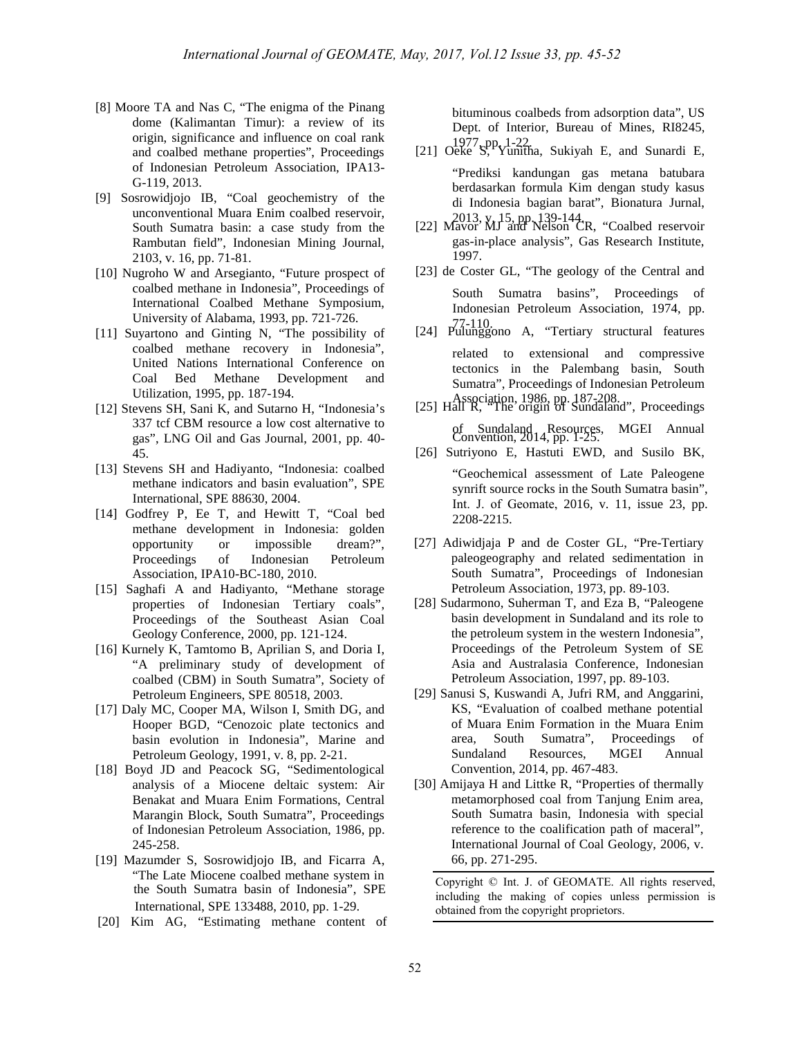[8] Moore TA and Nas C, "The enigma of the Pinang dome (Kalimantan Timur): a review of its origin, significance and influence on coal rank and coalbed methane properties", Proceedings of Indonesian Petroleum Association, IPA13-G-119, 2013.

[9] Sosrowidjojo IB, "Coal geochemistry of the unconventional Muara Enim coalbed reservoir, South Sumatra basin: a case study from the Rambutan field", Indonesian Mining Journal, 2103, v. 16, pp. 71-81.

[10] Nugroho W and Arsegianto, "Future prospect of coalbed methane in Indonesia", Proceedings of International Coalbed Methane Symposium, University of Alabama, 1993, pp. 721-726.

[11] Suyartono and Ginting N, "The possibility of coalbed methane recovery in Indonesia", United Nations International Conference on Coal Bed Methane Development and Utilization, 1995, pp. 187-194.

[12] Stevens SH, Sani K, and Sutarno H, "Indonesia's 337 tcf CBM resource a low cost alternative to gas", LNG Oil and Gas Journal, 2001, pp. 40-45.

[13] Stevens SH and Hadiyanto, "Indonesia: coalbed methane indicators and basin evaluation", SPE International, SPE 88630, 2004.

[14] Godfrey P, Ee T, and Hewitt T, "Coal bed methane development in Indonesia: golden opportunity or impossible dream?", Proceedings of Indonesian Petroleum Association, IPA10-BC-180, 2010.

[15] Saghafi A and Hadiyanto, "Methane storage properties of Indonesian Tertiary coals", Proceedings of the Southeast Asian Coal Geology Conference, 2000, pp. 121-124.

[16] Kurnely K, Tamtomo B, Aprilian S, and Doria I, "A preliminary study of development of coalbed (CBM) in South Sumatra", Society of Petroleum Engineers, SPE 80518, 2003.

[17] Daly MC, Cooper MA, Wilson I, Smith DG, and Hooper BGD, "Cenozoic plate tectonics and basin evolution in Indonesia", Marine and Petroleum Geology, 1991, v. 8, pp. 2-21.

[18] Boyd JD and Peacock SG, "Sedimentological analysis of a Miocene deltaic system: Air Benakat and Muara Enim Formations, Central Marangin Block, South Sumatra", Proceedings of Indonesian Petroleum Association, 1986, pp. 245-258.

[19] Mazumder S, Sosrowidjojo IB, and Ficarra A, "The Late Miocene coalbed methane system in the South Sumatra basin of Indonesia", SPE International, SPE 133488, 2010, pp. 1-29.

[20] Kim AG, "Estimating methane content of bituminous coalbeds from adsorption data", US Dept. of Interior, Bureau of Mines, RI8245, 1977, pp. 1-22.

[21] Oeke S, Yunitha, Sukiyah E, and Sunardi E, "Prediksi kandungan gas metana batubara berdasarkan formula Kim dengan study kasus di Indonesia bagian barat", Bionatura Jurnal, 2013, v. 15, pp. 139-144.

[22] Mavor MJ and Nelson CR, "Coalbed reservoir gas-in-place analysis", Gas Research Institute, 1997.

[23] de Coster GL, "The geology of the Central and South Sumatra basins", Proceedings of Indonesian Petroleum Association, 1974, pp. 77-110.

[24] Pulunggono A, "Tertiary structural features related to extensional and compressive tectonics in the Palembang basin, South Sumatra", Proceedings of Indonesian Petroleum Association, 1986, pp. 187-208.

[25] Hall R, "The origin of Sundaland", Proceedings of Sundaland Resources, MGEI Annual Convention, 2014, pp. 1-25.

[26] Sutriyono E, Hastuti EWD, and Susilo BK, "Geochemical assessment of Late Paleogene synrift source rocks in the South Sumatra basin", Int. J. of Geomate, 2016, v. 11, issue 23, pp. 2208-2215.

[27] Adiwidjaja P and de Coster GL, "Pre-Tertiary paleogeography and related sedimentation in South Sumatra", Proceedings of Indonesian Petroleum Association, 1973, pp. 89-103.

[28] Sudarmono, Suherman T, and Eza B, "Paleogene basin development in Sundaland and its role to the petroleum system in the western Indonesia", Proceedings of the Petroleum System of SE Asia and Australasia Conference, Indonesian Petroleum Association, 1997, pp. 89-103.

[29] Sanusi S, Kuswandi A, Jufri RM, and Anggarini, KS, "Evaluation of coalbed methane potential of Muara Enim Formation in the Muara Enim area, South Sumatra", Proceedings of Sundaland Resources, MGEI Annual Convention, 2014, pp. 467-483.

[30] Amijaya H and Littke R, "Properties of thermally metamorphosed coal from Tanjung Enim area, South Sumatra basin, Indonesia with special reference to the coalification path of maceral", International Journal of Coal Geology, 2006, v. 66, pp. 271-295.

---

Copyright © Int. J. of GEOMATE. All rights reserved, including the making of copies unless permission is obtained from the copyright proprietors.